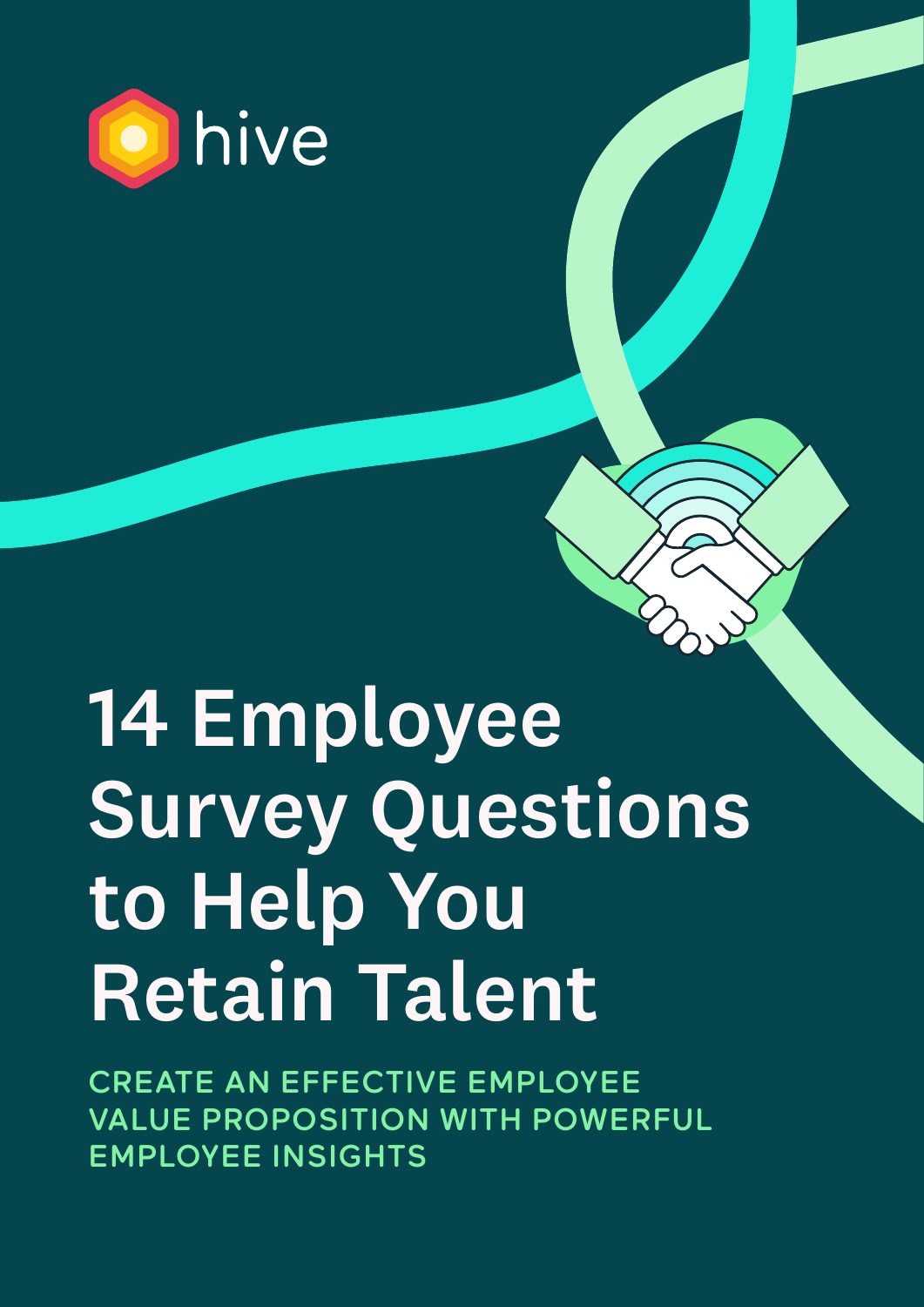hive

# 14 Employee Survey Questions to Help You Retain Talent

CREATE AN EFFECTIVE EMPLOYEE VALUE PROPOSITION WITH POWERFUL EMPLOYEE INSIGHTS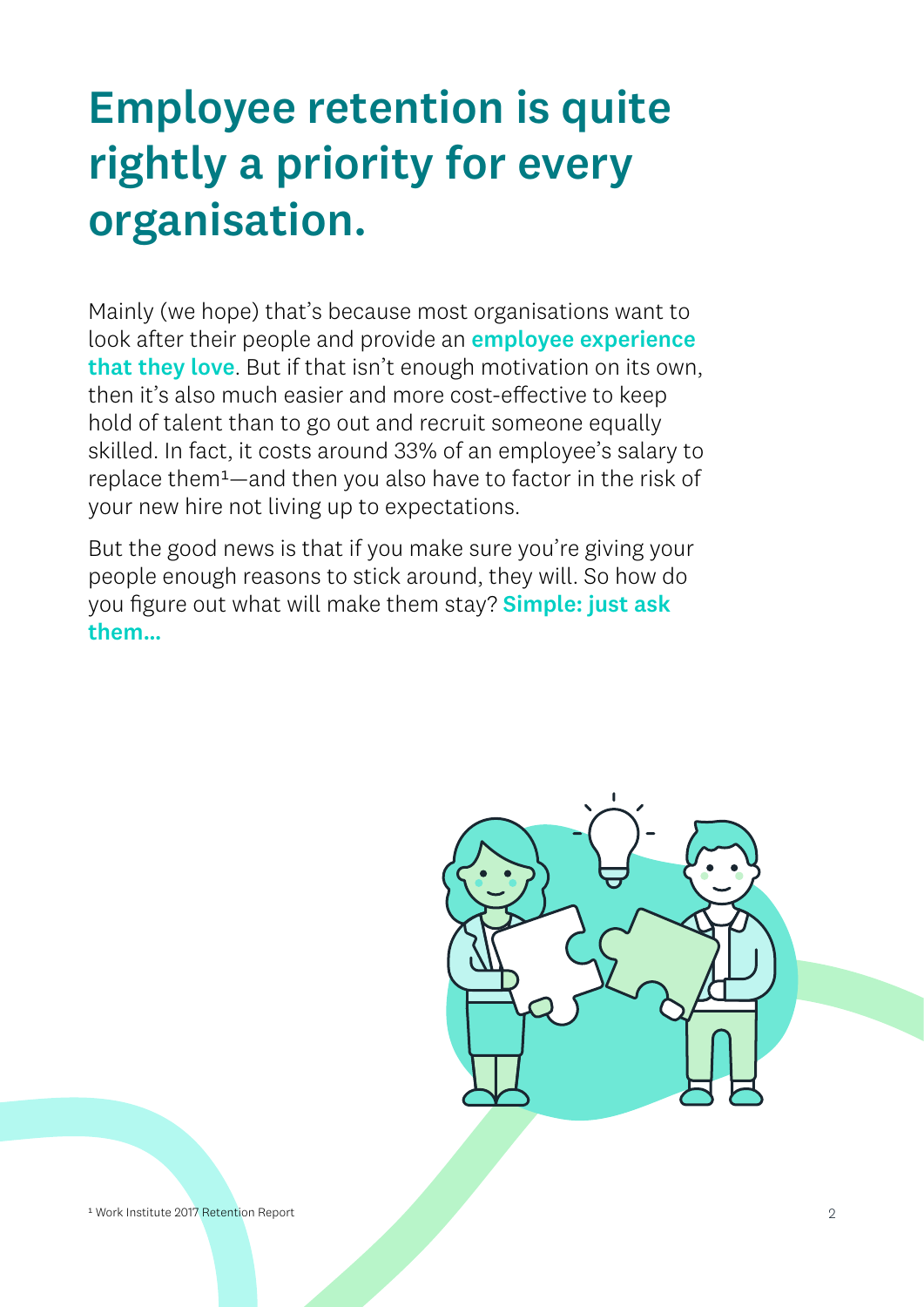# Employee retention is quite rightly a priority for every organisation.

Mainly (we hope) that's because most organisations want to look after their people and provide an **employee experience that they love**. But if that isn't enough motivation on its own, then it's also much easier and more cost-effective to keep hold of talent than to go out and recruit someone equally skilled. In fact, it costs around 33% of an employee's salary to replace them[1]—and then you also have to factor in the risk of your new hire not living up to expectations.

But the good news is that if you make sure you're giving your people enough reasons to stick around, they will. So how do you figure out what will make them stay? **Simple: just ask them...**

[1] Work Institute 2017 Retention Report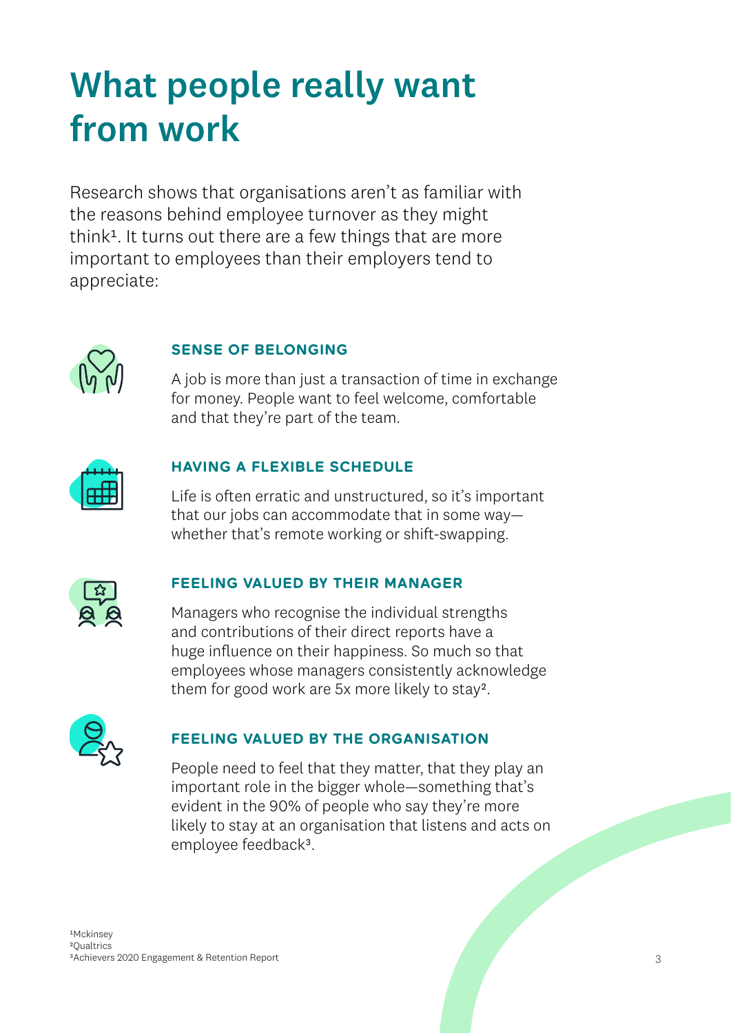# What people really want from work

Research shows that organisations aren't as familiar with the reasons behind employee turnover as they might think[1]. It turns out there are a few things that are more important to employees than their employers tend to appreciate:

### SENSE OF BELONGING

A job is more than just a transaction of time in exchange for money. People want to feel welcome, comfortable and that they're part of the team.

### HAVING A FLEXIBLE SCHEDULE

Life is often erratic and unstructured, so it's important that our jobs can accommodate that in some way—whether that's remote working or shift-swapping.

### FEELING VALUED BY THEIR MANAGER

Managers who recognise the individual strengths and contributions of their direct reports have a huge influence on their happiness. So much so that employees whose managers consistently acknowledge them for good work are 5x more likely to stay[2].

### FEELING VALUED BY THE ORGANISATION

People need to feel that they matter, that they play an important role in the bigger whole—something that's evident in the 90% of people who say they're more likely to stay at an organisation that listens and acts on employee feedback[3].

[1] Mckinsey
[2] Qualtrics
[3] Achievers 2020 Engagement & Retention Report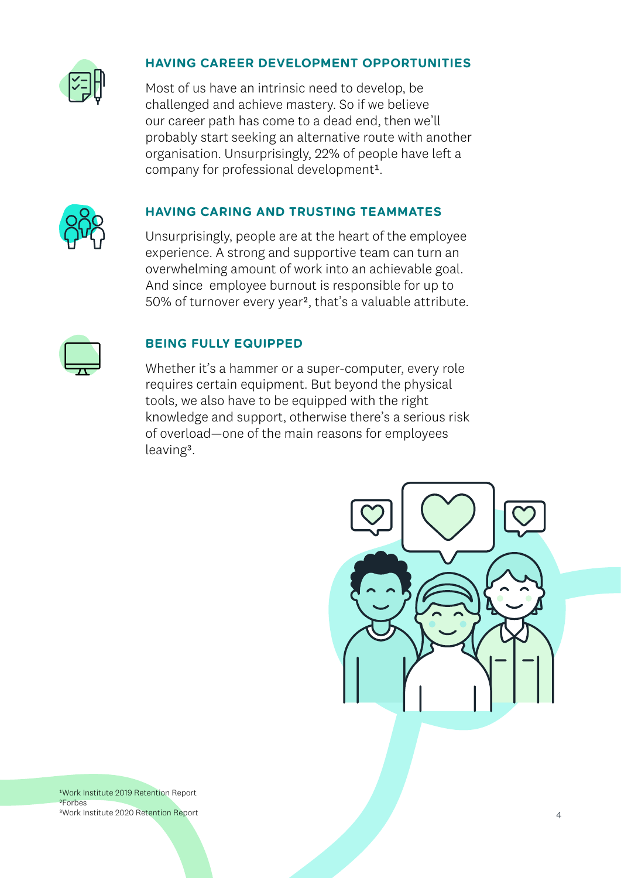### HAVING CAREER DEVELOPMENT OPPORTUNITIES

Most of us have an intrinsic need to develop, be challenged and achieve mastery. So if we believe our career path has come to a dead end, then we'll probably start seeking an alternative route with another organisation. Unsurprisingly, 22% of people have left a company for professional development[1].

### HAVING CARING AND TRUSTING TEAMMATES

Unsurprisingly, people are at the heart of the employee experience. A strong and supportive team can turn an overwhelming amount of work into an achievable goal. And since employee burnout is responsible for up to 50% of turnover every year[2], that's a valuable attribute.

### BEING FULLY EQUIPPED

Whether it's a hammer or a super-computer, every role requires certain equipment. But beyond the physical tools, we also have to be equipped with the right knowledge and support, otherwise there's a serious risk of overload—one of the main reasons for employees leaving[3].

[1]Work Institute 2019 Retention Report
[2]Forbes
[3]Work Institute 2020 Retention Report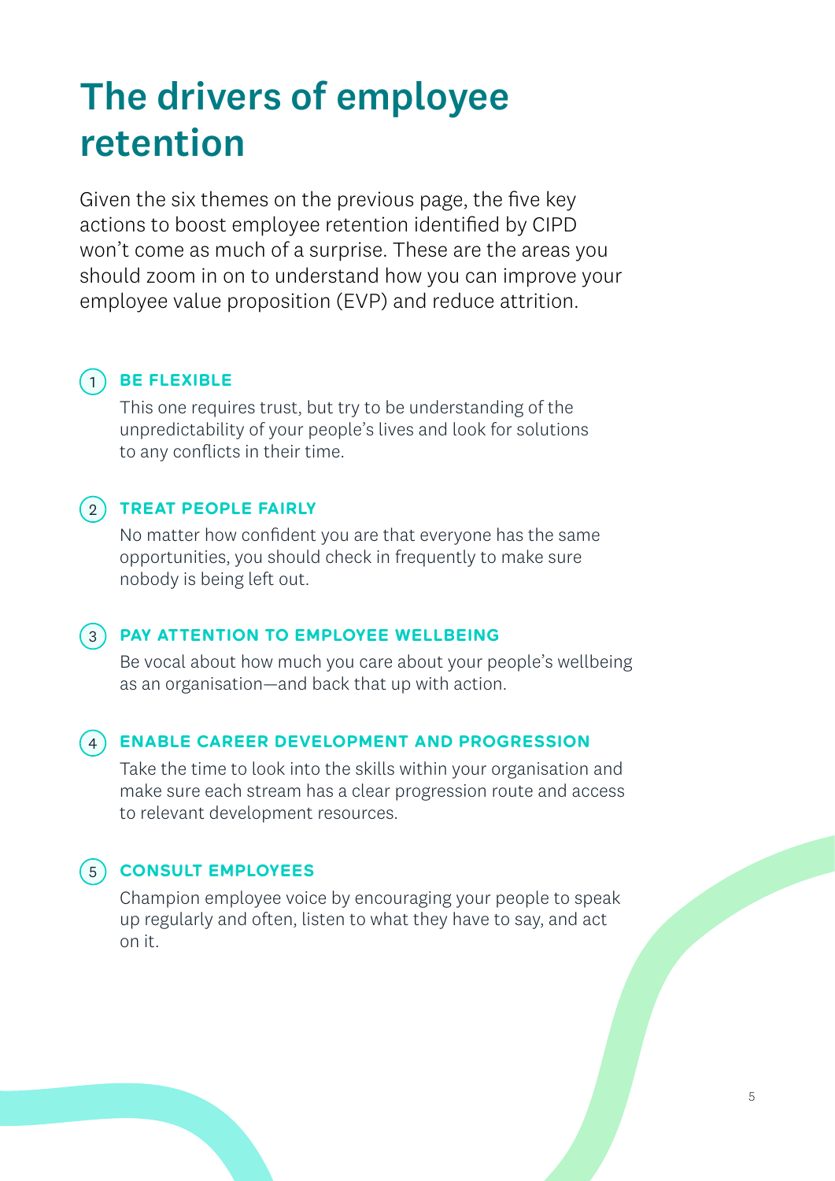# The drivers of employee retention

Given the six themes on the previous page, the five key actions to boost employee retention identified by CIPD won't come as much of a surprise. These are the areas you should zoom in on to understand how you can improve your employee value proposition (EVP) and reduce attrition.

1. **BE FLEXIBLE**

   This one requires trust, but try to be understanding of the unpredictability of your people's lives and look for solutions to any conflicts in their time.

2. **TREAT PEOPLE FAIRLY**

   No matter how confident you are that everyone has the same opportunities, you should check in frequently to make sure nobody is being left out.

3. **PAY ATTENTION TO EMPLOYEE WELLBEING**

   Be vocal about how much you care about your people's wellbeing as an organisation—and back that up with action.

4. **ENABLE CAREER DEVELOPMENT AND PROGRESSION**

   Take the time to look into the skills within your organisation and make sure each stream has a clear progression route and access to relevant development resources.

5. **CONSULT EMPLOYEES**

   Champion employee voice by encouraging your people to speak up regularly and often, listen to what they have to say, and act on it.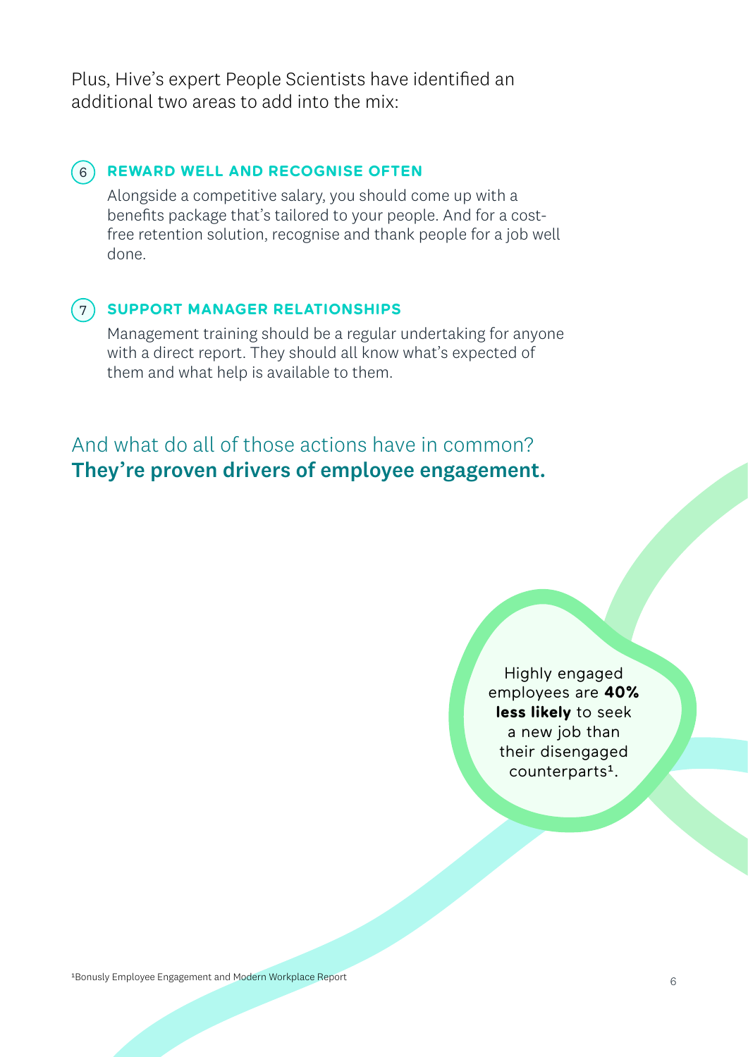Plus, Hive's expert People Scientists have identified an additional two areas to add into the mix:

6. **REWARD WELL AND RECOGNISE OFTEN**

   Alongside a competitive salary, you should come up with a benefits package that's tailored to your people. And for a cost-free retention solution, recognise and thank people for a job well done.

7. **SUPPORT MANAGER RELATIONSHIPS**

   Management training should be a regular undertaking for anyone with a direct report. They should all know what's expected of them and what help is available to them.

## And what do all of those actions have in common? **They're proven drivers of employee engagement.**

Highly engaged employees are **40% less likely** to seek a new job than their disengaged counterparts[1].

[1] Bonusly Employee Engagement and Modern Workplace Report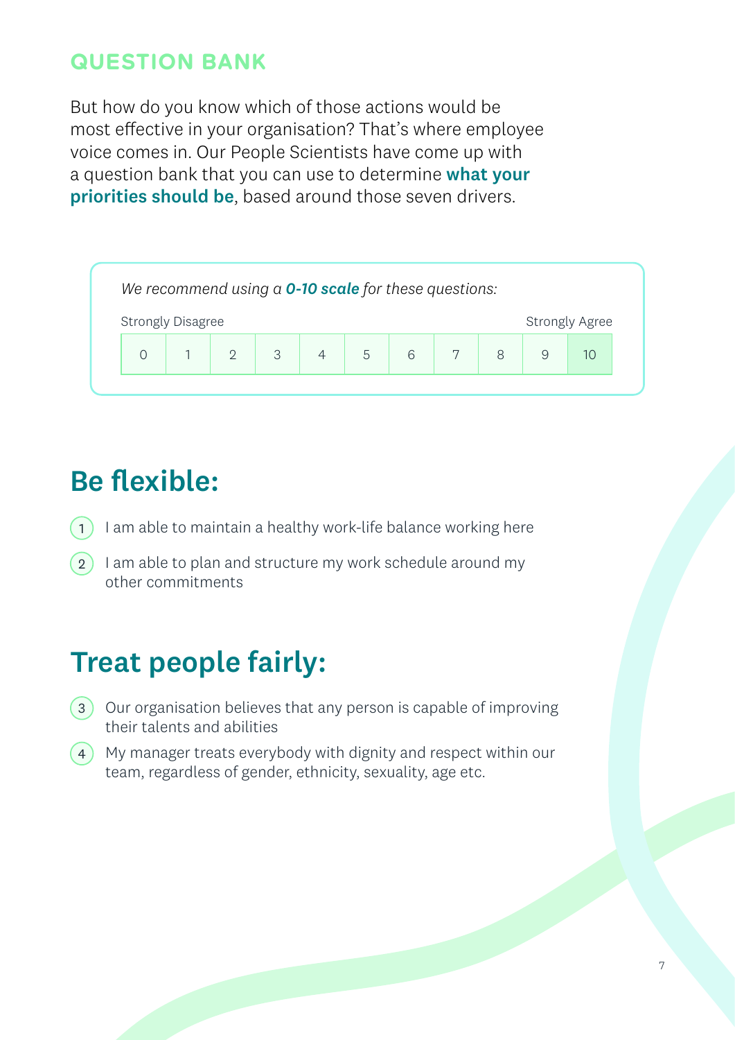## QUESTION BANK

But how do you know which of those actions would be most effective in your organisation? That's where employee voice comes in. Our People Scientists have come up with a question bank that you can use to determine **what your priorities should be**, based around those seven drivers.

*We recommend using a **0-10 scale** for these questions:*

| Strongly Disagree | | | | | | | | | | Strongly Agree |
|---|---|---|---|---|---|---|---|---|---|---|
| 0 | 1 | 2 | 3 | 4 | 5 | 6 | 7 | 8 | 9 | 10 |

# Be flexible:

1. I am able to maintain a healthy work-life balance working here
2. I am able to plan and structure my work schedule around my other commitments

# Treat people fairly:

3. Our organisation believes that any person is capable of improving their talents and abilities
4. My manager treats everybody with dignity and respect within our team, regardless of gender, ethnicity, sexuality, age etc.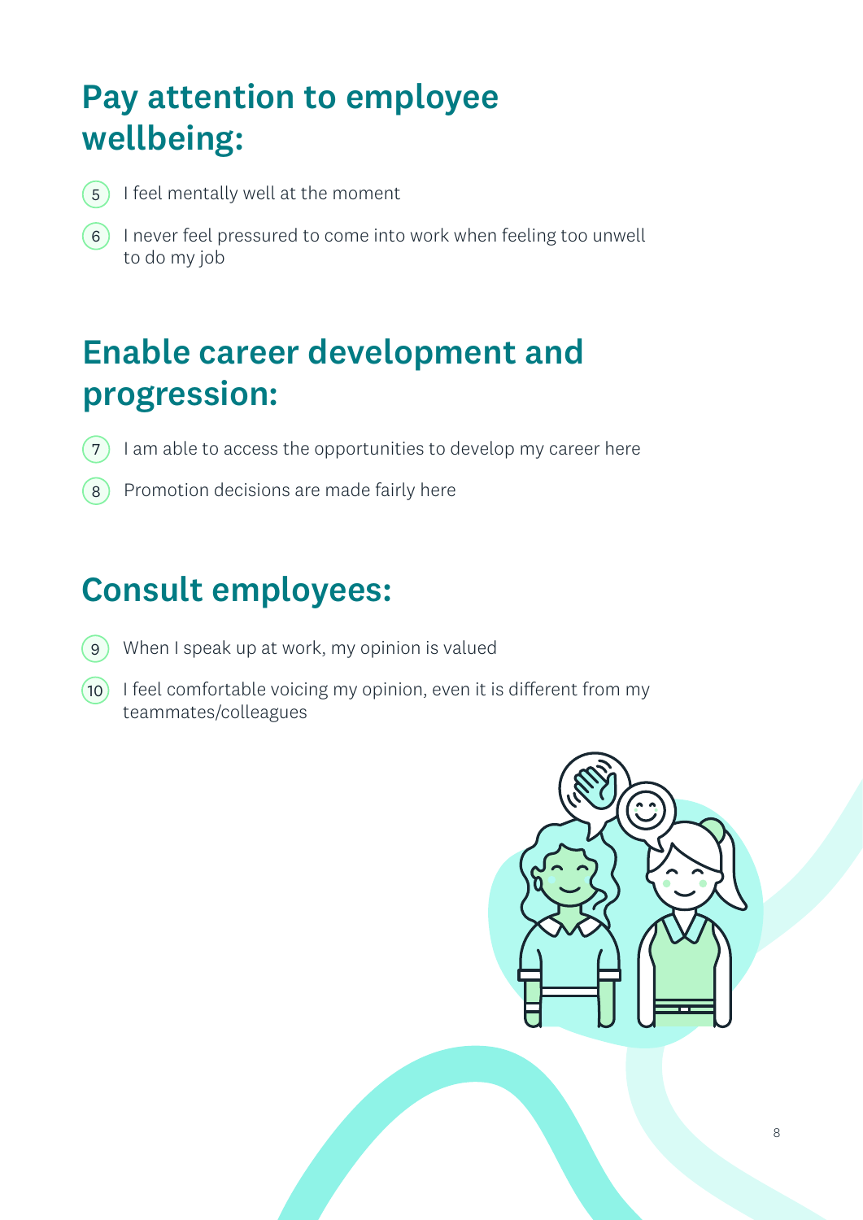## Pay attention to employee wellbeing:

5. I feel mentally well at the moment
6. I never feel pressured to come into work when feeling too unwell to do my job

## Enable career development and progression:

7. I am able to access the opportunities to develop my career here
8. Promotion decisions are made fairly here

## Consult employees:

9. When I speak up at work, my opinion is valued
10. I feel comfortable voicing my opinion, even it is different from my teammates/colleagues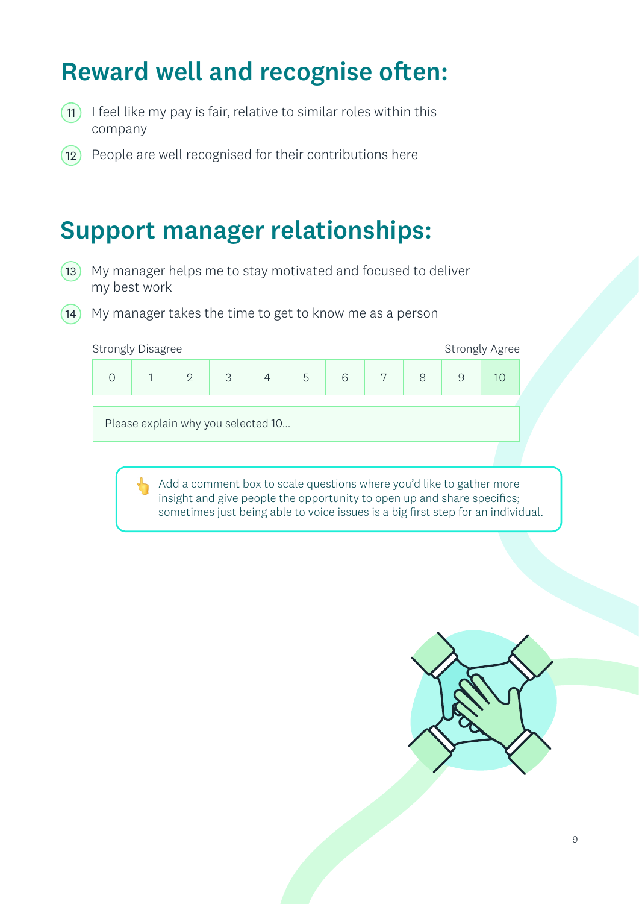## Reward well and recognise often:

11. I feel like my pay is fair, relative to similar roles within this company
12. People are well recognised for their contributions here

## Support manager relationships:

13. My manager helps me to stay motivated and focused to deliver my best work
14. My manager takes the time to get to know me as a person

Strongly Disagree — Strongly Agree

| 0 | 1 | 2 | 3 | 4 | 5 | 6 | 7 | 8 | 9 | 10 |
|---|---|---|---|---|---|---|---|---|---|---|

Please explain why you selected 10...

> 👆 Add a comment box to scale questions where you'd like to gather more insight and give people the opportunity to open up and share specifics; sometimes just being able to voice issues is a big first step for an individual.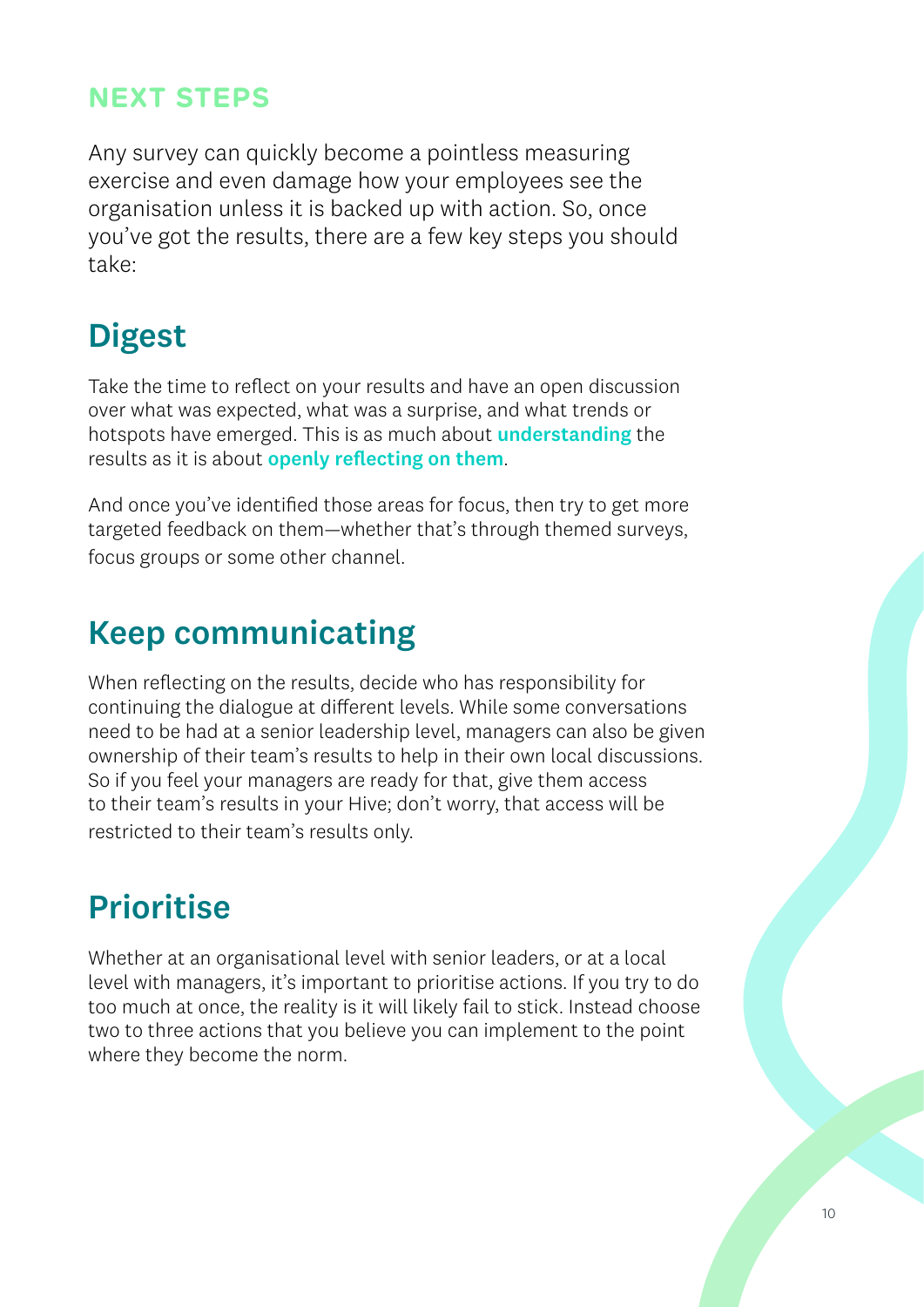# NEXT STEPS

Any survey can quickly become a pointless measuring exercise and even damage how your employees see the organisation unless it is backed up with action. So, once you've got the results, there are a few key steps you should take:

## Digest

Take the time to reflect on your results and have an open discussion over what was expected, what was a surprise, and what trends or hotspots have emerged. This is as much about **understanding** the results as it is about **openly reflecting on them**.

And once you've identified those areas for focus, then try to get more targeted feedback on them—whether that's through themed surveys, focus groups or some other channel.

## Keep communicating

When reflecting on the results, decide who has responsibility for continuing the dialogue at different levels. While some conversations need to be had at a senior leadership level, managers can also be given ownership of their team's results to help in their own local discussions. So if you feel your managers are ready for that, give them access to their team's results in your Hive; don't worry, that access will be restricted to their team's results only.

## Prioritise

Whether at an organisational level with senior leaders, or at a local level with managers, it's important to prioritise actions. If you try to do too much at once, the reality is it will likely fail to stick. Instead choose two to three actions that you believe you can implement to the point where they become the norm.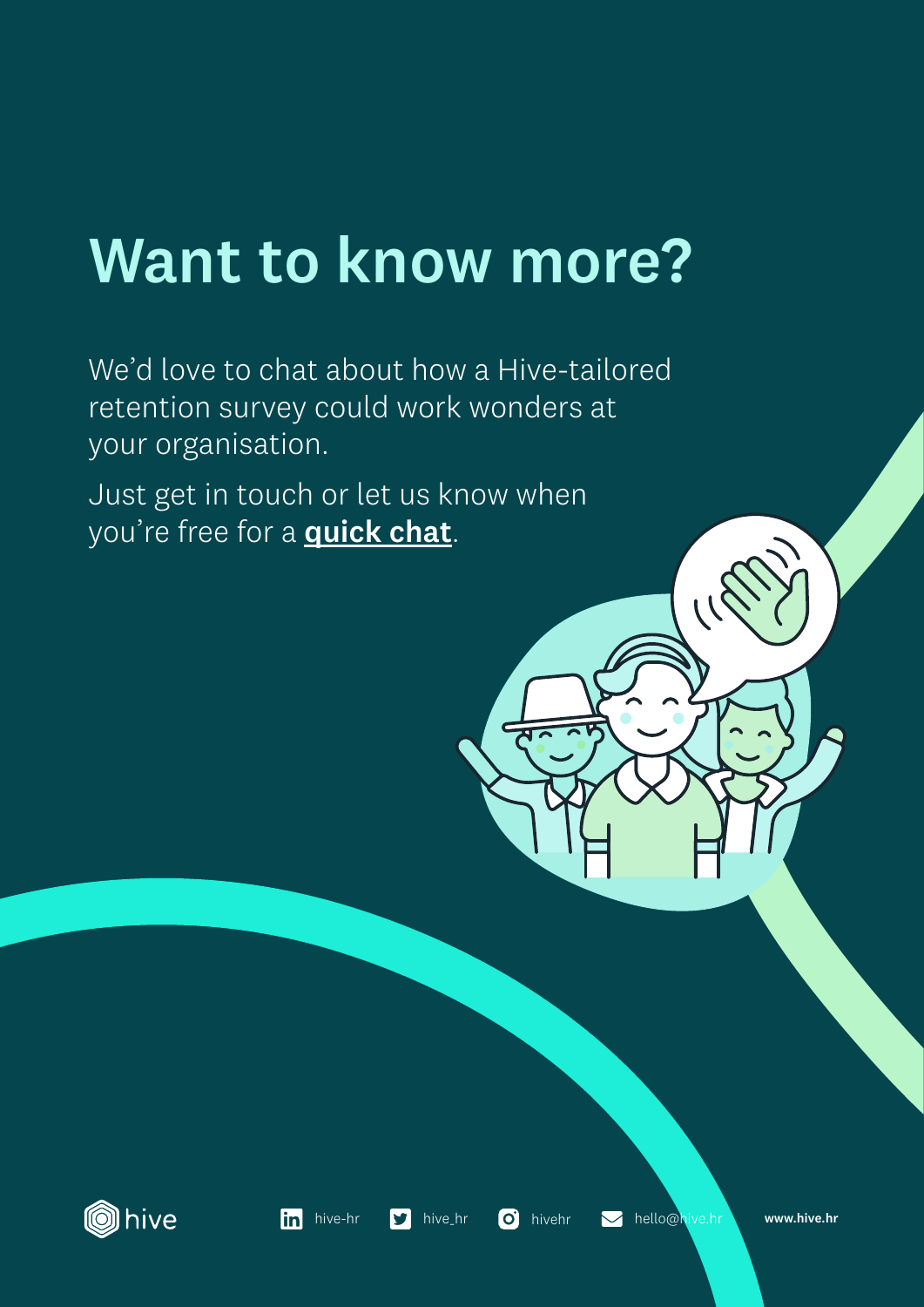# Want to know more?

We'd love to chat about how a Hive-tailored retention survey could work wonders at your organisation.

Just get in touch or let us know when you're free for a **quick chat**.

hive

hive-hr    hive_hr    hivehr    hello@hive.hr    **www.hive.hr**